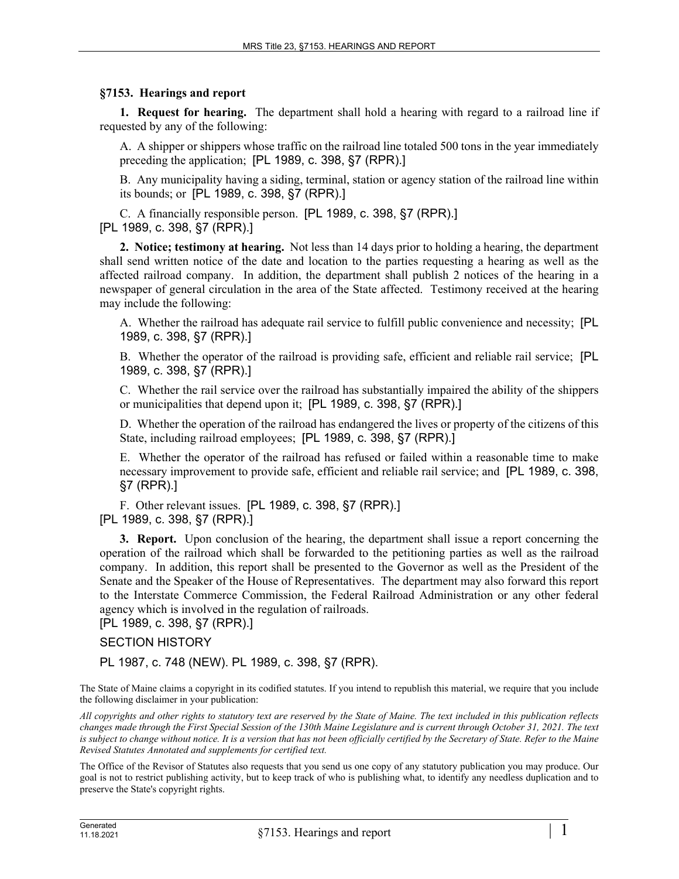## §7153. Hearings and report

**1. Request for hearing.** The department shall hold a hearing with regard to a railroad line if requested by any of the following:

A. A shipper or shippers whose traffic on the railroad line totaled 500 tons in the year immediately preceding the application; [PL 1989, c. 398, §7 (RPR).]

B. Any municipality having a siding, terminal, station or agency station of the railroad line within its bounds; or [PL 1989, c. 398, §7 (RPR).]

C. A financially responsible person. [PL 1989, c. 398, §7 (RPR).]

[PL 1989, c. 398, §7 (RPR).]

**2. Notice; testimony at hearing.** Not less than 14 days prior to holding a hearing, the department shall send written notice of the date and location to the parties requesting a hearing as well as the affected railroad company. In addition, the department shall publish 2 notices of the hearing in a newspaper of general circulation in the area of the State affected. Testimony received at the hearing may include the following:

A. Whether the railroad has adequate rail service to fulfill public convenience and necessity; [PL 1989, c. 398, §7 (RPR).]

B. Whether the operator of the railroad is providing safe, efficient and reliable rail service; [PL 1989, c. 398, §7 (RPR).]

C. Whether the rail service over the railroad has substantially impaired the ability of the shippers or municipalities that depend upon it; [PL 1989, c. 398, §7 (RPR).]

D. Whether the operation of the railroad has endangered the lives or property of the citizens of this State, including railroad employees; [PL 1989, c. 398, §7 (RPR).]

E. Whether the operator of the railroad has refused or failed within a reasonable time to make necessary improvement to provide safe, efficient and reliable rail service; and [PL 1989, c. 398, §7 (RPR).]

F. Other relevant issues. [PL 1989, c. 398, §7 (RPR).]

[PL 1989, c. 398, §7 (RPR).]

**3. Report.** Upon conclusion of the hearing, the department shall issue a report concerning the operation of the railroad which shall be forwarded to the petitioning parties as well as the railroad company. In addition, this report shall be presented to the Governor as well as the President of the Senate and the Speaker of the House of Representatives. The department may also forward this report to the Interstate Commerce Commission, the Federal Railroad Administration or any other federal agency which is involved in the regulation of railroads.

[PL 1989, c. 398, §7 (RPR).]

SECTION HISTORY

PL 1987, c. 748 (NEW). PL 1989, c. 398, §7 (RPR).

The State of Maine claims a copyright in its codified statutes. If you intend to republish this material, we require that you include the following disclaimer in your publication:

*All copyrights and other rights to statutory text are reserved by the State of Maine. The text included in this publication reflects changes made through the First Special Session of the 130th Maine Legislature and is current through October 31, 2021. The text is subject to change without notice. It is a version that has not been officially certified by the Secretary of State. Refer to the Maine Revised Statutes Annotated and supplements for certified text.*

The Office of the Revisor of Statutes also requests that you send us one copy of any statutory publication you may produce. Our goal is not to restrict publishing activity, but to keep track of who is publishing what, to identify any needless duplication and to preserve the State's copyright rights.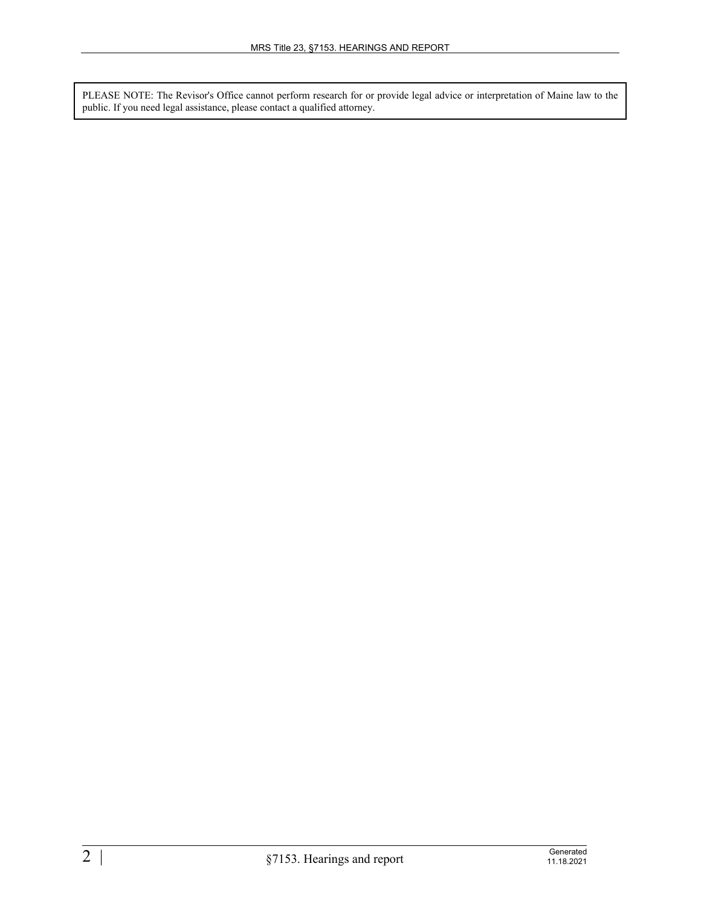PLEASE NOTE: The Revisor's Office cannot perform research for or provide legal advice or interpretation of Maine law to the public. If you need legal assistance, please contact a qualified attorney.